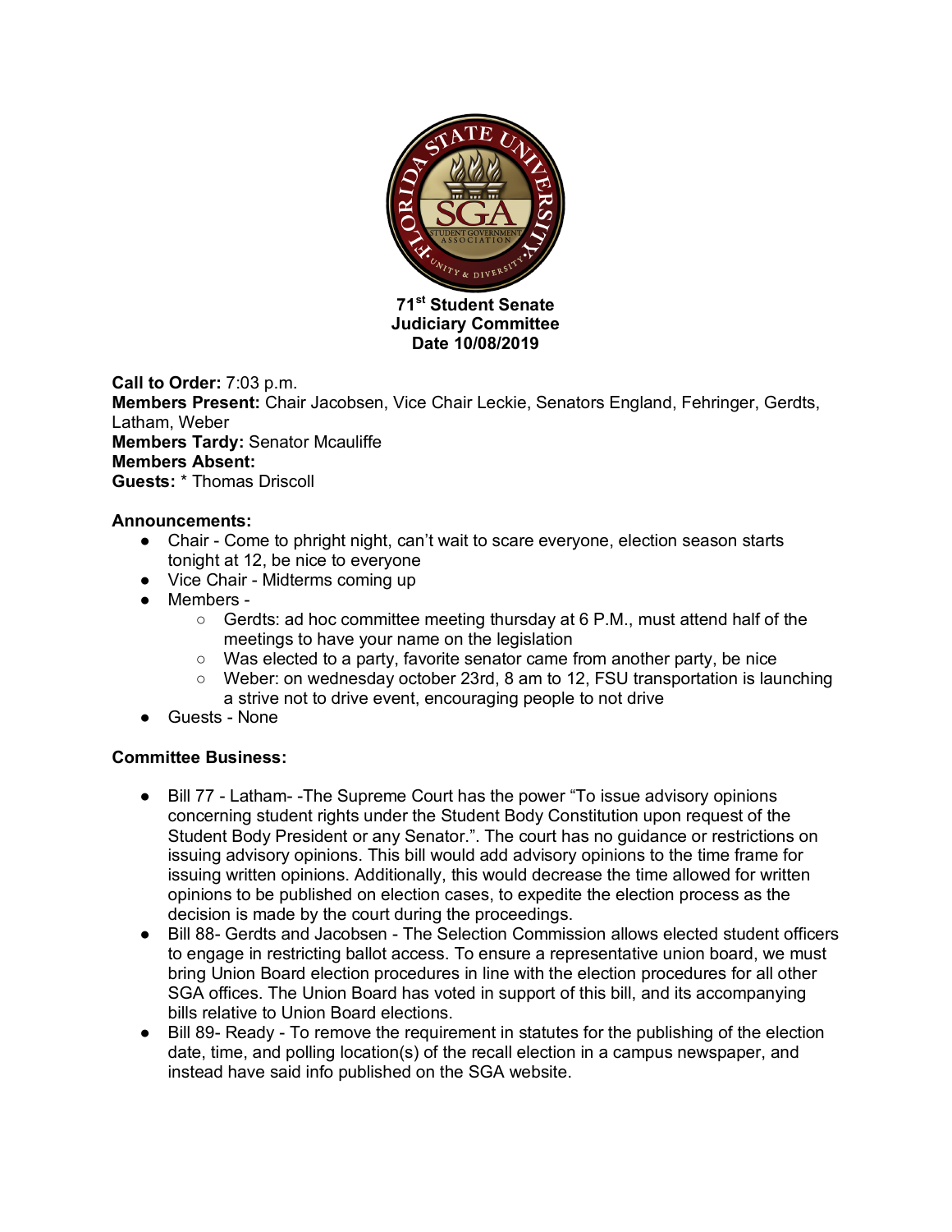**71st Student Senate**
**Judiciary Committee**
**Date 10/08/2019**

**Call to Order:** 7:03 p.m.
**Members Present:** Chair Jacobsen, Vice Chair Leckie, Senators England, Fehringer, Gerdts, Latham, Weber
**Members Tardy:** Senator Mcauliffe
**Members Absent:**
**Guests:** * Thomas Driscoll

**Announcements:**

- Chair - Come to phright night, can't wait to scare everyone, election season starts tonight at 12, be nice to everyone
- Vice Chair - Midterms coming up
- Members -
  - Gerdts: ad hoc committee meeting thursday at 6 P.M., must attend half of the meetings to have your name on the legislation
  - Was elected to a party, favorite senator came from another party, be nice
  - Weber: on wednesday october 23rd, 8 am to 12, FSU transportation is launching a strive not to drive event, encouraging people to not drive
- Guests - None

**Committee Business:**

- Bill 77 - Latham- -The Supreme Court has the power "To issue advisory opinions concerning student rights under the Student Body Constitution upon request of the Student Body President or any Senator.". The court has no guidance or restrictions on issuing advisory opinions. This bill would add advisory opinions to the time frame for issuing written opinions. Additionally, this would decrease the time allowed for written opinions to be published on election cases, to expedite the election process as the decision is made by the court during the proceedings.
- Bill 88- Gerdts and Jacobsen - The Selection Commission allows elected student officers to engage in restricting ballot access. To ensure a representative union board, we must bring Union Board election procedures in line with the election procedures for all other SGA offices. The Union Board has voted in support of this bill, and its accompanying bills relative to Union Board elections.
- Bill 89- Ready - To remove the requirement in statutes for the publishing of the election date, time, and polling location(s) of the recall election in a campus newspaper, and instead have said info published on the SGA website.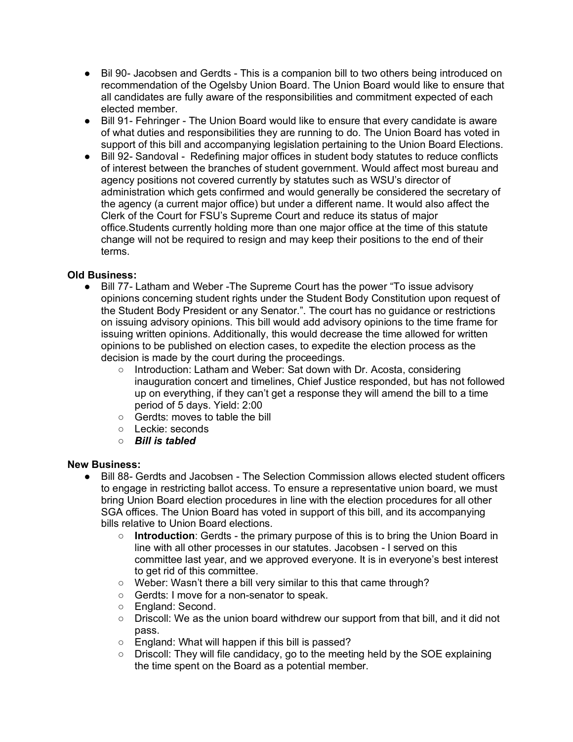- Bil 90- Jacobsen and Gerdts - This is a companion bill to two others being introduced on recommendation of the Ogelsby Union Board. The Union Board would like to ensure that all candidates are fully aware of the responsibilities and commitment expected of each elected member.
- Bill 91- Fehringer - The Union Board would like to ensure that every candidate is aware of what duties and responsibilities they are running to do. The Union Board has voted in support of this bill and accompanying legislation pertaining to the Union Board Elections.
- Bill 92- Sandoval - Redefining major offices in student body statutes to reduce conflicts of interest between the branches of student government. Would affect most bureau and agency positions not covered currently by statutes such as WSU's director of administration which gets confirmed and would generally be considered the secretary of the agency (a current major office) but under a different name. It would also affect the Clerk of the Court for FSU's Supreme Court and reduce its status of major office.Students currently holding more than one major office at the time of this statute change will not be required to resign and may keep their positions to the end of their terms.

**Old Business:**

- Bill 77- Latham and Weber -The Supreme Court has the power "To issue advisory opinions concerning student rights under the Student Body Constitution upon request of the Student Body President or any Senator.". The court has no guidance or restrictions on issuing advisory opinions. This bill would add advisory opinions to the time frame for issuing written opinions. Additionally, this would decrease the time allowed for written opinions to be published on election cases, to expedite the election process as the decision is made by the court during the proceedings.
  - Introduction: Latham and Weber: Sat down with Dr. Acosta, considering inauguration concert and timelines, Chief Justice responded, but has not followed up on everything, if they can't get a response they will amend the bill to a time period of 5 days. Yield: 2:00
  - Gerdts: moves to table the bill
  - Leckie: seconds
  - ***Bill is tabled***

**New Business:**

- Bill 88- Gerdts and Jacobsen - The Selection Commission allows elected student officers to engage in restricting ballot access. To ensure a representative union board, we must bring Union Board election procedures in line with the election procedures for all other SGA offices. The Union Board has voted in support of this bill, and its accompanying bills relative to Union Board elections.
  - **Introduction**: Gerdts - the primary purpose of this is to bring the Union Board in line with all other processes in our statutes. Jacobsen - I served on this committee last year, and we approved everyone. It is in everyone's best interest to get rid of this committee.
  - Weber: Wasn't there a bill very similar to this that came through?
  - Gerdts: I move for a non-senator to speak.
  - England: Second.
  - Driscoll: We as the union board withdrew our support from that bill, and it did not pass.
  - England: What will happen if this bill is passed?
  - Driscoll: They will file candidacy, go to the meeting held by the SOE explaining the time spent on the Board as a potential member.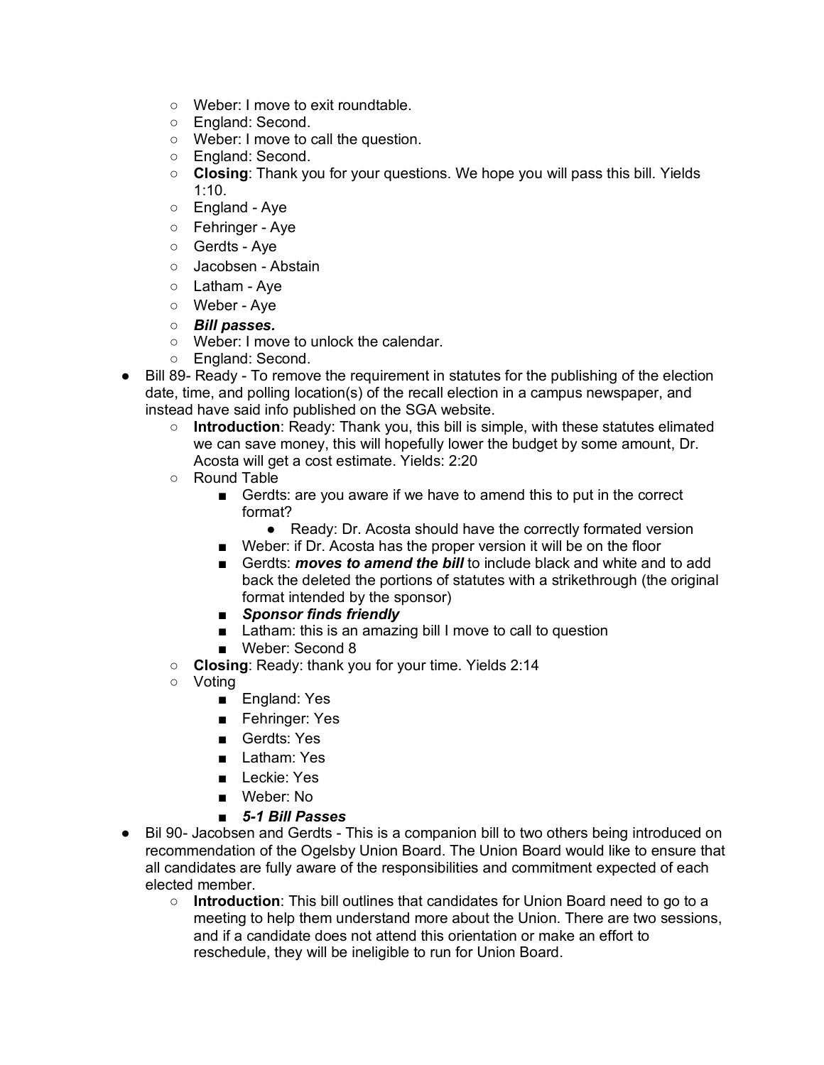- Weber: I move to exit roundtable.
  - England: Second.
  - Weber: I move to call the question.
  - England: Second.
  - **Closing**: Thank you for your questions. We hope you will pass this bill. Yields 1:10.
  - England - Aye
  - Fehringer - Aye
  - Gerdts - Aye
  - Jacobsen - Abstain
  - Latham - Aye
  - Weber - Aye
  - ***Bill passes.***
  - Weber: I move to unlock the calendar.
  - England: Second.
- Bill 89- Ready - To remove the requirement in statutes for the publishing of the election date, time, and polling location(s) of the recall election in a campus newspaper, and instead have said info published on the SGA website.
  - **Introduction**: Ready: Thank you, this bill is simple, with these statutes elimated we can save money, this will hopefully lower the budget by some amount, Dr. Acosta will get a cost estimate. Yields: 2:20
  - Round Table
    - Gerdts: are you aware if we have to amend this to put in the correct format?
      - Ready: Dr. Acosta should have the correctly formated version
    - Weber: if Dr. Acosta has the proper version it will be on the floor
    - Gerdts: ***moves to amend the bill*** to include black and white and to add back the deleted the portions of statutes with a strikethrough (the original format intended by the sponsor)
    - ***Sponsor finds friendly***
    - Latham: this is an amazing bill I move to call to question
    - Weber: Second 8
  - **Closing**: Ready: thank you for your time. Yields 2:14
  - Voting
    - England: Yes
    - Fehringer: Yes
    - Gerdts: Yes
    - Latham: Yes
    - Leckie: Yes
    - Weber: No
    - ***5-1 Bill Passes***
- Bil 90- Jacobsen and Gerdts - This is a companion bill to two others being introduced on recommendation of the Ogelsby Union Board. The Union Board would like to ensure that all candidates are fully aware of the responsibilities and commitment expected of each elected member.
  - **Introduction**: This bill outlines that candidates for Union Board need to go to a meeting to help them understand more about the Union. There are two sessions, and if a candidate does not attend this orientation or make an effort to reschedule, they will be ineligible to run for Union Board.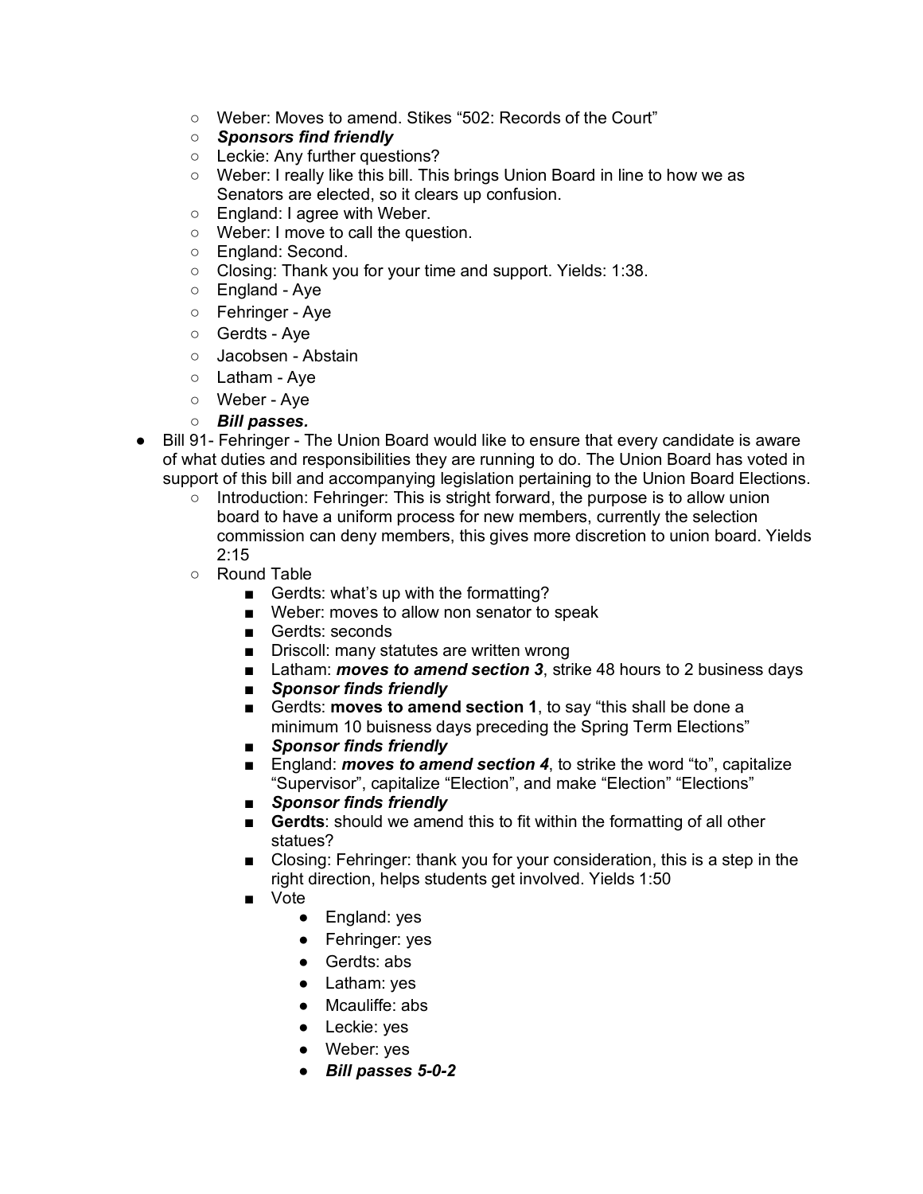- Weber: Moves to amend. Stikes "502: Records of the Court"
  - ***Sponsors find friendly***
  - Leckie: Any further questions?
  - Weber: I really like this bill. This brings Union Board in line to how we as Senators are elected, so it clears up confusion.
  - England: I agree with Weber.
  - Weber: I move to call the question.
  - England: Second.
  - Closing: Thank you for your time and support. Yields: 1:38.
  - England - Aye
  - Fehringer - Aye
  - Gerdts - Aye
  - Jacobsen - Abstain
  - Latham - Aye
  - Weber - Aye
  - ***Bill passes.***
- Bill 91- Fehringer - The Union Board would like to ensure that every candidate is aware of what duties and responsibilities they are running to do. The Union Board has voted in support of this bill and accompanying legislation pertaining to the Union Board Elections.
  - Introduction: Fehringer: This is stright forward, the purpose is to allow union board to have a uniform process for new members, currently the selection commission can deny members, this gives more discretion to union board. Yields 2:15
  - Round Table
    - Gerdts: what's up with the formatting?
    - Weber: moves to allow non senator to speak
    - Gerdts: seconds
    - Driscoll: many statutes are written wrong
    - Latham: ***moves to amend section 3***, strike 48 hours to 2 business days
    - ***Sponsor finds friendly***
    - Gerdts: **moves to amend section 1**, to say "this shall be done a minimum 10 buisness days preceding the Spring Term Elections"
    - ***Sponsor finds friendly***
    - England: ***moves to amend section 4***, to strike the word "to", capitalize "Supervisor", capitalize "Election", and make "Election" "Elections"
    - ***Sponsor finds friendly***
    - **Gerdts**: should we amend this to fit within the formatting of all other statues?
    - Closing: Fehringer: thank you for your consideration, this is a step in the right direction, helps students get involved. Yields 1:50
    - Vote
      - England: yes
      - Fehringer: yes
      - Gerdts: abs
      - Latham: yes
      - Mcauliffe: abs
      - Leckie: yes
      - Weber: yes
      - ***Bill passes 5-0-2***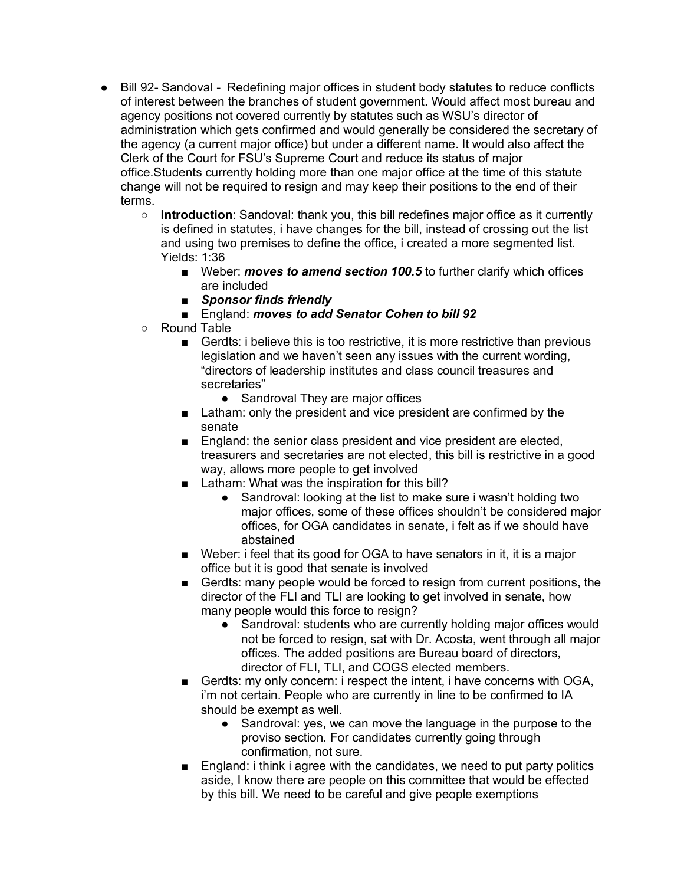- Bill 92- Sandoval - Redefining major offices in student body statutes to reduce conflicts of interest between the branches of student government. Would affect most bureau and agency positions not covered currently by statutes such as WSU's director of administration which gets confirmed and would generally be considered the secretary of the agency (a current major office) but under a different name. It would also affect the Clerk of the Court for FSU's Supreme Court and reduce its status of major office.Students currently holding more than one major office at the time of this statute change will not be required to resign and may keep their positions to the end of their terms.
  - **Introduction**: Sandoval: thank you, this bill redefines major office as it currently is defined in statutes, i have changes for the bill, instead of crossing out the list and using two premises to define the office, i created a more segmented list. Yields: 1:36
    - Weber: ***moves to amend section 100.5*** to further clarify which offices are included
    - ***Sponsor finds friendly***
    - England: ***moves to add Senator Cohen to bill 92***
  - Round Table
    - Gerdts: i believe this is too restrictive, it is more restrictive than previous legislation and we haven't seen any issues with the current wording, "directors of leadership institutes and class council treasures and secretaries"
      - Sandroval They are major offices
    - Latham: only the president and vice president are confirmed by the senate
    - England: the senior class president and vice president are elected, treasurers and secretaries are not elected, this bill is restrictive in a good way, allows more people to get involved
    - Latham: What was the inspiration for this bill?
      - Sandroval: looking at the list to make sure i wasn't holding two major offices, some of these offices shouldn't be considered major offices, for OGA candidates in senate, i felt as if we should have abstained
    - Weber: i feel that its good for OGA to have senators in it, it is a major office but it is good that senate is involved
    - Gerdts: many people would be forced to resign from current positions, the director of the FLI and TLI are looking to get involved in senate, how many people would this force to resign?
      - Sandroval: students who are currently holding major offices would not be forced to resign, sat with Dr. Acosta, went through all major offices. The added positions are Bureau board of directors, director of FLI, TLI, and COGS elected members.
    - Gerdts: my only concern: i respect the intent, i have concerns with OGA, i'm not certain. People who are currently in line to be confirmed to IA should be exempt as well.
      - Sandroval: yes, we can move the language in the purpose to the proviso section. For candidates currently going through confirmation, not sure.
    - England: i think i agree with the candidates, we need to put party politics aside, I know there are people on this committee that would be effected by this bill. We need to be careful and give people exemptions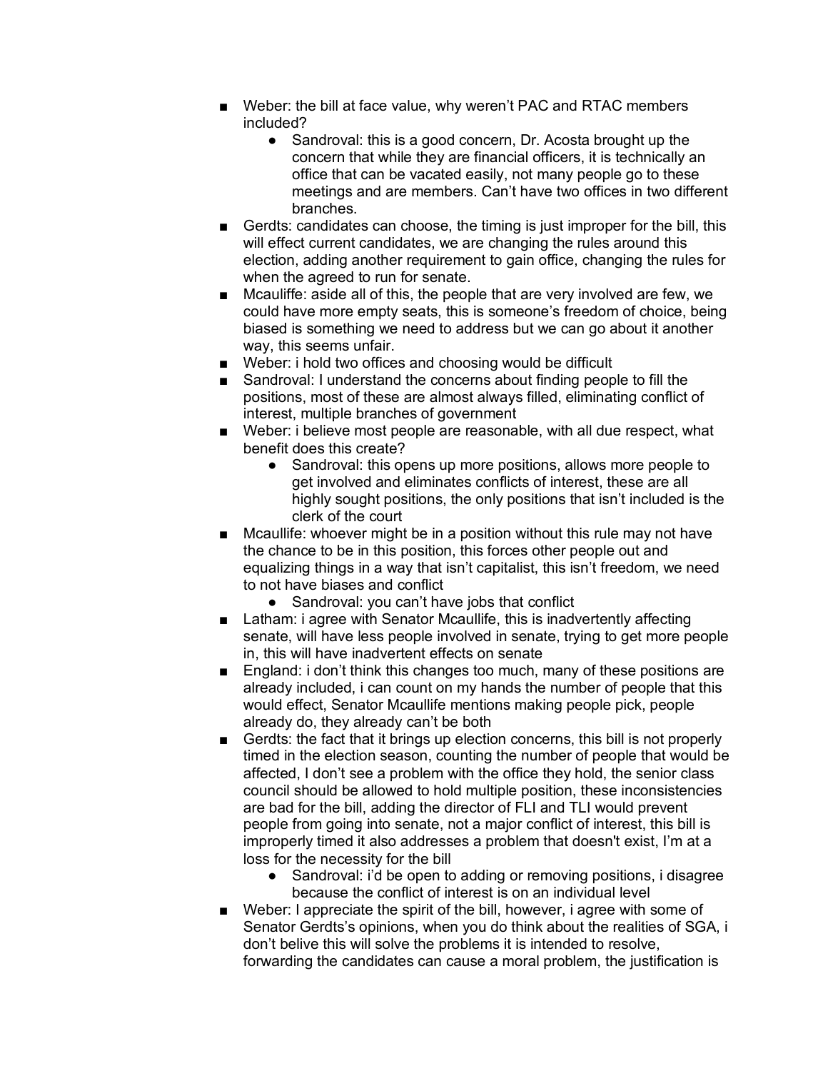- Weber: the bill at face value, why weren't PAC and RTAC members included?
  - Sandroval: this is a good concern, Dr. Acosta brought up the concern that while they are financial officers, it is technically an office that can be vacated easily, not many people go to these meetings and are members. Can't have two offices in two different branches.
- Gerdts: candidates can choose, the timing is just improper for the bill, this will effect current candidates, we are changing the rules around this election, adding another requirement to gain office, changing the rules for when the agreed to run for senate.
- Mcauliffe: aside all of this, the people that are very involved are few, we could have more empty seats, this is someone's freedom of choice, being biased is something we need to address but we can go about it another way, this seems unfair.
- Weber: i hold two offices and choosing would be difficult
- Sandroval: I understand the concerns about finding people to fill the positions, most of these are almost always filled, eliminating conflict of interest, multiple branches of government
- Weber: i believe most people are reasonable, with all due respect, what benefit does this create?
  - Sandroval: this opens up more positions, allows more people to get involved and eliminates conflicts of interest, these are all highly sought positions, the only positions that isn't included is the clerk of the court
- Mcaullife: whoever might be in a position without this rule may not have the chance to be in this position, this forces other people out and equalizing things in a way that isn't capitalist, this isn't freedom, we need to not have biases and conflict
  - Sandroval: you can't have jobs that conflict
- Latham: i agree with Senator Mcaullife, this is inadvertently affecting senate, will have less people involved in senate, trying to get more people in, this will have inadvertent effects on senate
- England: i don't think this changes too much, many of these positions are already included, i can count on my hands the number of people that this would effect, Senator Mcaullife mentions making people pick, people already do, they already can't be both
- Gerdts: the fact that it brings up election concerns, this bill is not properly timed in the election season, counting the number of people that would be affected, I don't see a problem with the office they hold, the senior class council should be allowed to hold multiple position, these inconsistencies are bad for the bill, adding the director of FLI and TLI would prevent people from going into senate, not a major conflict of interest, this bill is improperly timed it also addresses a problem that doesn't exist, I'm at a loss for the necessity for the bill
  - Sandroval: i'd be open to adding or removing positions, i disagree because the conflict of interest is on an individual level
- Weber: I appreciate the spirit of the bill, however, i agree with some of Senator Gerdts's opinions, when you do think about the realities of SGA, i don't belive this will solve the problems it is intended to resolve, forwarding the candidates can cause a moral problem, the justification is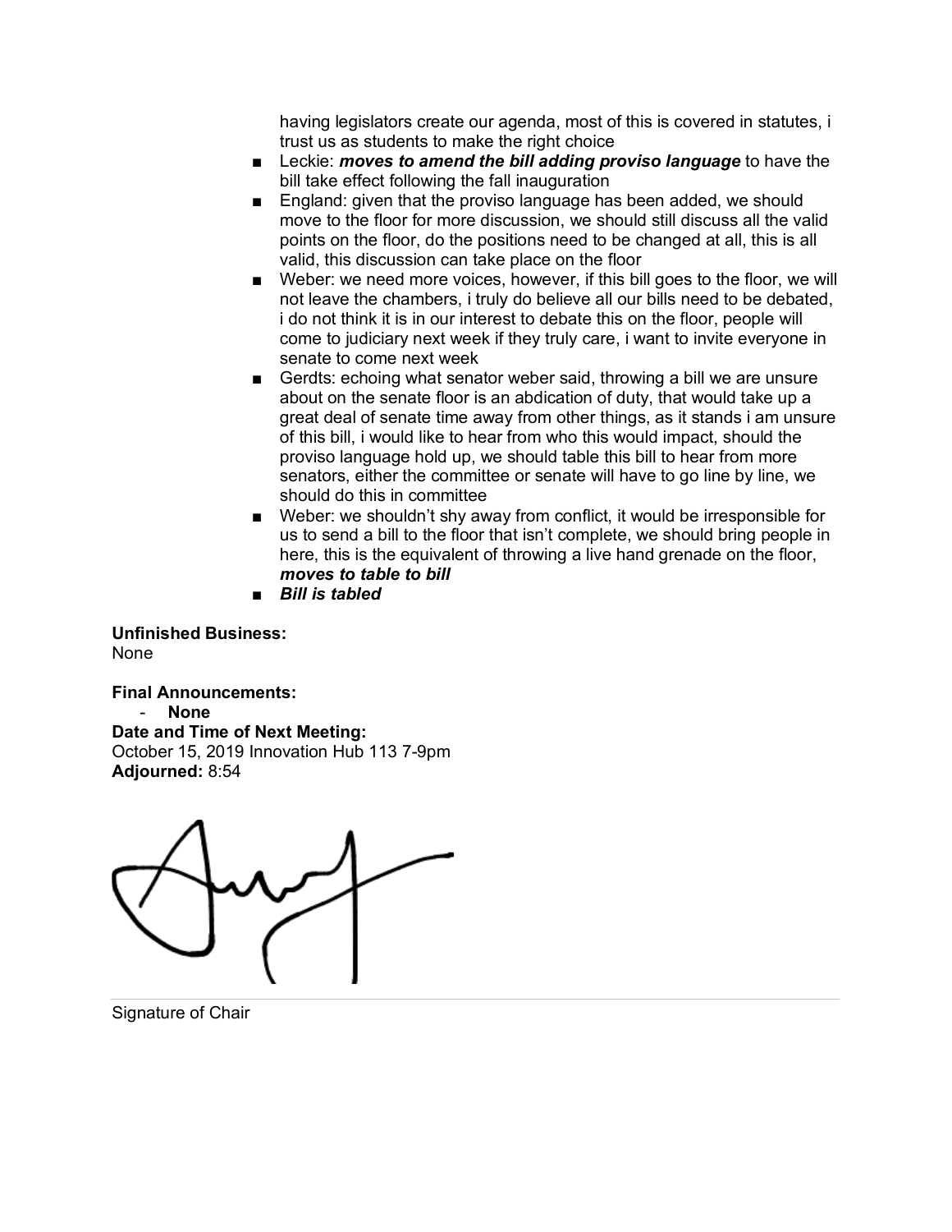having legislators create our agenda, most of this is covered in statutes, i trust us as students to make the right choice

- Leckie: ***moves to amend the bill adding proviso language*** to have the bill take effect following the fall inauguration
- England: given that the proviso language has been added, we should move to the floor for more discussion, we should still discuss all the valid points on the floor, do the positions need to be changed at all, this is all valid, this discussion can take place on the floor
- Weber: we need more voices, however, if this bill goes to the floor, we will not leave the chambers, i truly do believe all our bills need to be debated, i do not think it is in our interest to debate this on the floor, people will come to judiciary next week if they truly care, i want to invite everyone in senate to come next week
- Gerdts: echoing what senator weber said, throwing a bill we are unsure about on the senate floor is an abdication of duty, that would take up a great deal of senate time away from other things, as it stands i am unsure of this bill, i would like to hear from who this would impact, should the proviso language hold up, we should table this bill to hear from more senators, either the committee or senate will have to go line by line, we should do this in committee
- Weber: we shouldn't shy away from conflict, it would be irresponsible for us to send a bill to the floor that isn't complete, we should bring people in here, this is the equivalent of throwing a live hand grenade on the floor, ***moves to table to bill***
- ***Bill is tabled***

**Unfinished Business:**
None

**Final Announcements:**
- **None**

**Date and Time of Next Meeting:**
October 15, 2019 Innovation Hub 113 7-9pm
**Adjourned:** 8:54

Signature of Chair